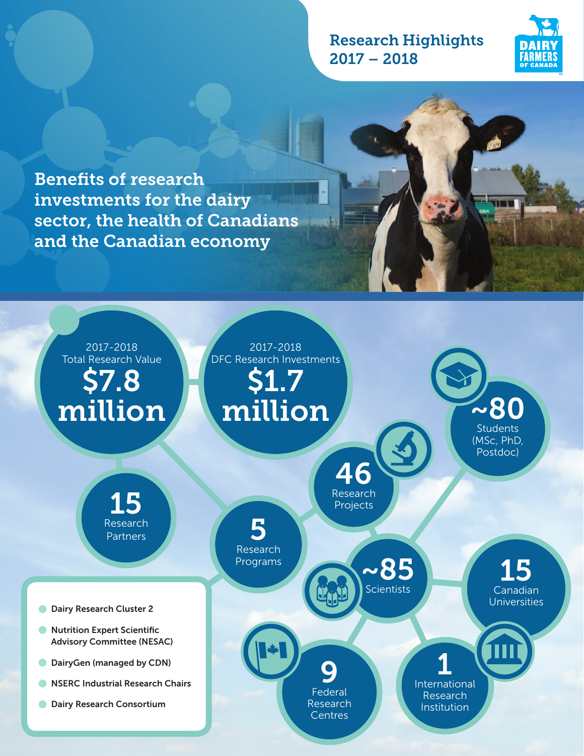# Research Highlights 2017 – 2018

## Benefits of research investments for the dairy sector, the health of Canadians and the Canadian economy

- 2017-2018 Total Research Value **$7.8 million**
- 2017-2018 DFC Research Investments **$1.7 million**
- **~80** Students (MSc, PhD, Postdoc)
- **46** Research Projects
- **15** Research Partners
- **5** Research Programs
- **~85** Scientists
- **15** Canadian Universities
- **9** Federal Research Centres
- **1** International Research Institution

- **Dairy Research Cluster 2**
- **Nutrition Expert Scientific Advisory Committee (NESAC)**
- **DairyGen (managed by CDN)**
- **NSERC Industrial Research Chairs**
- **Dairy Research Consortium**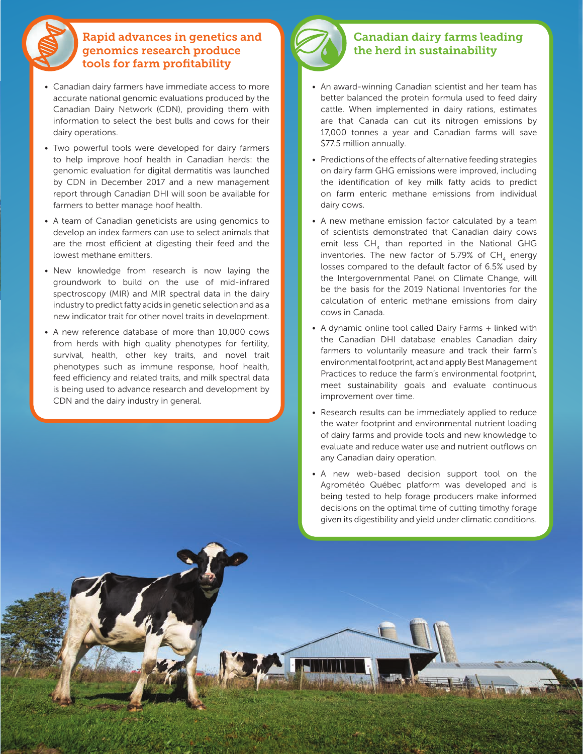## Rapid advances in genetics and genomics research produce tools for farm profitability

- Canadian dairy farmers have immediate access to more accurate national genomic evaluations produced by the Canadian Dairy Network (CDN), providing them with information to select the best bulls and cows for their dairy operations.
- Two powerful tools were developed for dairy farmers to help improve hoof health in Canadian herds: the genomic evaluation for digital dermatitis was launched by CDN in December 2017 and a new management report through Canadian DHI will soon be available for farmers to better manage hoof health.
- A team of Canadian geneticists are using genomics to develop an index farmers can use to select animals that are the most efficient at digesting their feed and the lowest methane emitters.
- New knowledge from research is now laying the groundwork to build on the use of mid-infrared spectroscopy (MIR) and MIR spectral data in the dairy industry to predict fatty acids in genetic selection and as a new indicator trait for other novel traits in development.
- A new reference database of more than 10,000 cows from herds with high quality phenotypes for fertility, survival, health, other key traits, and novel trait phenotypes such as immune response, hoof health, feed efficiency and related traits, and milk spectral data is being used to advance research and development by CDN and the dairy industry in general.

## Canadian dairy farms leading the herd in sustainability

- An award-winning Canadian scientist and her team has better balanced the protein formula used to feed dairy cattle. When implemented in dairy rations, estimates are that Canada can cut its nitrogen emissions by 17,000 tonnes a year and Canadian farms will save $77.5 million annually.
- Predictions of the effects of alternative feeding strategies on dairy farm GHG emissions were improved, including the identification of key milk fatty acids to predict on farm enteric methane emissions from individual dairy cows.
- A new methane emission factor calculated by a team of scientists demonstrated that Canadian dairy cows emit less $CH_4$ than reported in the National GHG inventories. The new factor of 5.79% of $CH_4$ energy losses compared to the default factor of 6.5% used by the Intergovernmental Panel on Climate Change, will be the basis for the 2019 National Inventories for the calculation of enteric methane emissions from dairy cows in Canada.
- A dynamic online tool called Dairy Farms + linked with the Canadian DHI database enables Canadian dairy farmers to voluntarily measure and track their farm's environmental footprint, act and apply Best Management Practices to reduce the farm's environmental footprint, meet sustainability goals and evaluate continuous improvement over time.
- Research results can be immediately applied to reduce the water footprint and environmental nutrient loading of dairy farms and provide tools and new knowledge to evaluate and reduce water use and nutrient outflows on any Canadian dairy operation.
- A new web-based decision support tool on the Agrométéo Québec platform was developed and is being tested to help forage producers make informed decisions on the optimal time of cutting timothy forage given its digestibility and yield under climatic conditions.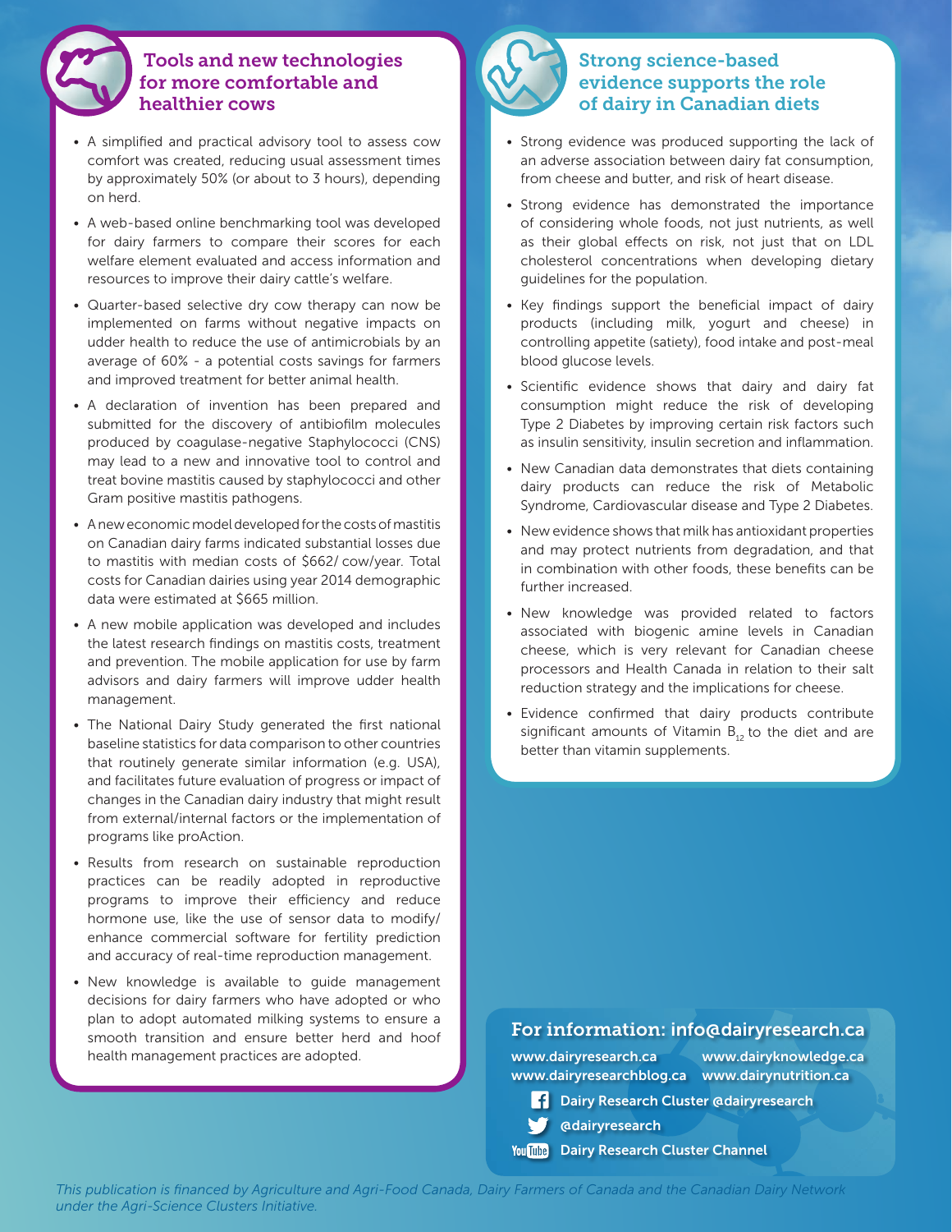## Tools and new technologies for more comfortable and healthier cows

- A simplified and practical advisory tool to assess cow comfort was created, reducing usual assessment times by approximately 50% (or about to 3 hours), depending on herd.
- A web-based online benchmarking tool was developed for dairy farmers to compare their scores for each welfare element evaluated and access information and resources to improve their dairy cattle's welfare.
- Quarter-based selective dry cow therapy can now be implemented on farms without negative impacts on udder health to reduce the use of antimicrobials by an average of 60% - a potential costs savings for farmers and improved treatment for better animal health.
- A declaration of invention has been prepared and submitted for the discovery of antibiofilm molecules produced by coagulase-negative Staphylococci (CNS) may lead to a new and innovative tool to control and treat bovine mastitis caused by staphylococci and other Gram positive mastitis pathogens.
- A new economic model developed for the costs of mastitis on Canadian dairy farms indicated substantial losses due to mastitis with median costs of $662/ cow/year. Total costs for Canadian dairies using year 2014 demographic data were estimated at $665 million.
- A new mobile application was developed and includes the latest research findings on mastitis costs, treatment and prevention. The mobile application for use by farm advisors and dairy farmers will improve udder health management.
- The National Dairy Study generated the first national baseline statistics for data comparison to other countries that routinely generate similar information (e.g. USA), and facilitates future evaluation of progress or impact of changes in the Canadian dairy industry that might result from external/internal factors or the implementation of programs like proAction.
- Results from research on sustainable reproduction practices can be readily adopted in reproductive programs to improve their efficiency and reduce hormone use, like the use of sensor data to modify/ enhance commercial software for fertility prediction and accuracy of real-time reproduction management.
- New knowledge is available to guide management decisions for dairy farmers who have adopted or who plan to adopt automated milking systems to ensure a smooth transition and ensure better herd and hoof health management practices are adopted.

## Strong science-based evidence supports the role of dairy in Canadian diets

- Strong evidence was produced supporting the lack of an adverse association between dairy fat consumption, from cheese and butter, and risk of heart disease.
- Strong evidence has demonstrated the importance of considering whole foods, not just nutrients, as well as their global effects on risk, not just that on LDL cholesterol concentrations when developing dietary guidelines for the population.
- Key findings support the beneficial impact of dairy products (including milk, yogurt and cheese) in controlling appetite (satiety), food intake and post-meal blood glucose levels.
- Scientific evidence shows that dairy and dairy fat consumption might reduce the risk of developing Type 2 Diabetes by improving certain risk factors such as insulin sensitivity, insulin secretion and inflammation.
- New Canadian data demonstrates that diets containing dairy products can reduce the risk of Metabolic Syndrome, Cardiovascular disease and Type 2 Diabetes.
- New evidence shows that milk has antioxidant properties and may protect nutrients from degradation, and that in combination with other foods, these benefits can be further increased.
- New knowledge was provided related to factors associated with biogenic amine levels in Canadian cheese, which is very relevant for Canadian cheese processors and Health Canada in relation to their salt reduction strategy and the implications for cheese.
- Evidence confirmed that dairy products contribute significant amounts of Vitamin $B_{12}$ to the diet and are better than vitamin supplements.

### For information: info@dairyresearch.ca

www.dairyresearch.ca
www.dairyknowledge.ca
www.dairyresearchblog.ca
www.dairynutrition.ca

Dairy Research Cluster @dairyresearch

@dairyresearch

Dairy Research Cluster Channel

*This publication is financed by Agriculture and Agri-Food Canada, Dairy Farmers of Canada and the Canadian Dairy Network under the Agri-Science Clusters Initiative.*